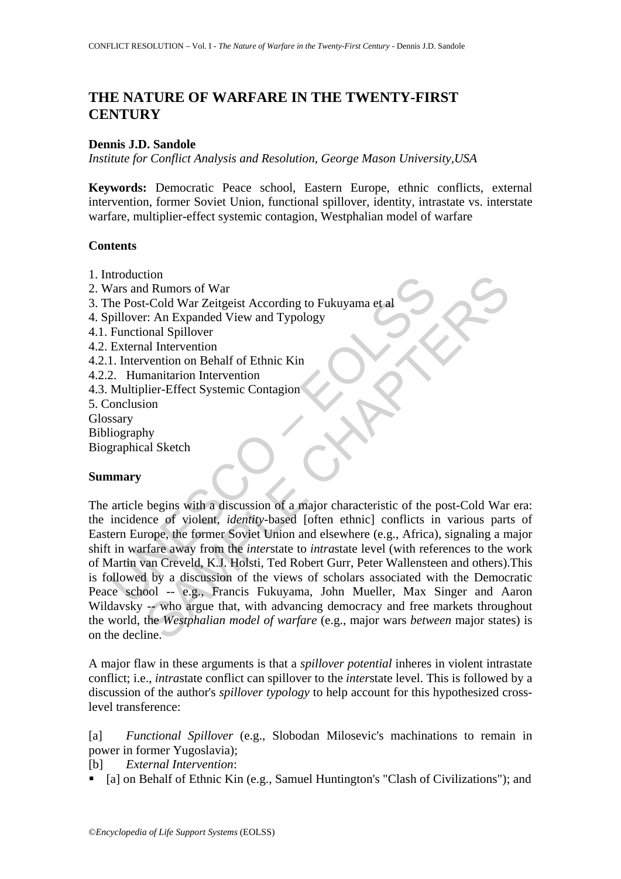# THE NATURE OF WARFARE IN THE TWENTY-FIRST CENTURY

**Dennis J.D. Sandole**

*Institute for Conflict Analysis and Resolution, George Mason University,USA*

**Keywords:** Democratic Peace school, Eastern Europe, ethnic conflicts, external intervention, former Soviet Union, functional spillover, identity, intrastate vs. interstate warfare, multiplier-effect systemic contagion, Westphalian model of warfare

## Contents

1. Introduction
2. Wars and Rumors of War
3. The Post-Cold War Zeitgeist According to Fukuyama et al
4. Spillover: An Expanded View and Typology
4.1. Functional Spillover
4.2. External Intervention
4.2.1. Intervention on Behalf of Ethnic Kin
4.2.2. Humanitarion Intervention
4.3. Multiplier-Effect Systemic Contagion
5. Conclusion

Glossary
Bibliography
Biographical Sketch

## Summary

The article begins with a discussion of a major characteristic of the post-Cold War era: the incidence of violent, *identity*-based [often ethnic] conflicts in various parts of Eastern Europe, the former Soviet Union and elsewhere (e.g., Africa), signaling a major shift in warfare away from the *inter*state to *intra*state level (with references to the work of Martin van Creveld, K.J. Holsti, Ted Robert Gurr, Peter Wallensteen and others).This is followed by a discussion of the views of scholars associated with the Democratic Peace school -- e.g., Francis Fukuyama, John Mueller, Max Singer and Aaron Wildavsky -- who argue that, with advancing democracy and free markets throughout the world, the *Westphalian model of warfare* (e.g., major wars *between* major states) is on the decline.

A major flaw in these arguments is that a *spillover potential* inheres in violent intrastate conflict; i.e., *intra*state conflict can spillover to the *inter*state level. This is followed by a discussion of the author's *spillover typology* to help account for this hypothesized cross-level transference:

[a] *Functional Spillover* (e.g., Slobodan Milosevic's machinations to remain in power in former Yugoslavia);

[b] *External Intervention*:

- [a] on Behalf of Ethnic Kin (e.g., Samuel Huntington's "Clash of Civilizations"); and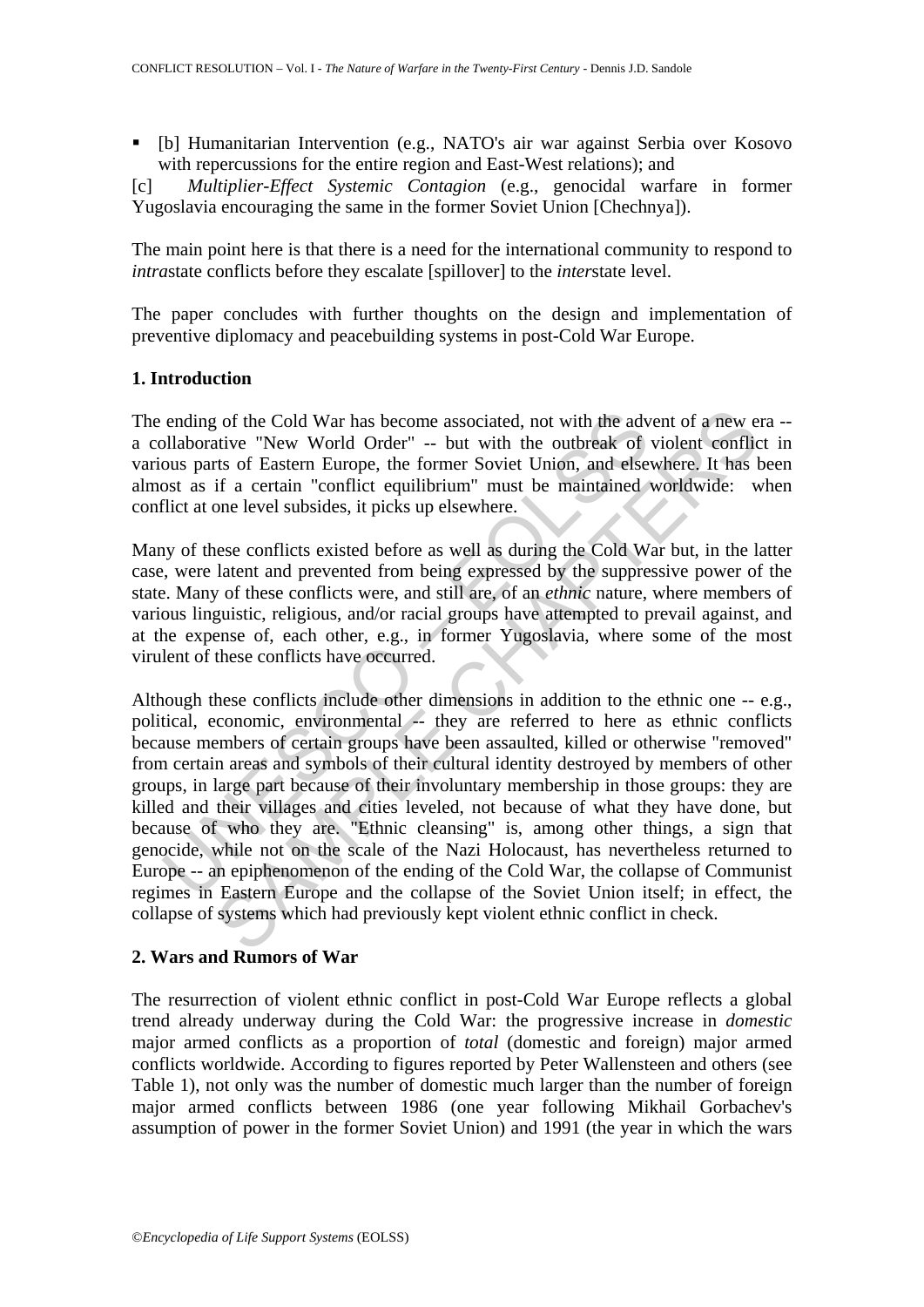- [b] Humanitarian Intervention (e.g., NATO's air war against Serbia over Kosovo with repercussions for the entire region and East-West relations); and

[c] *Multiplier-Effect Systemic Contagion* (e.g., genocidal warfare in former Yugoslavia encouraging the same in the former Soviet Union [Chechnya]).

The main point here is that there is a need for the international community to respond to *intra*state conflicts before they escalate [spillover] to the *inter*state level.

The paper concludes with further thoughts on the design and implementation of preventive diplomacy and peacebuilding systems in post-Cold War Europe.

## 1. Introduction

The ending of the Cold War has become associated, not with the advent of a new era -- a collaborative "New World Order" -- but with the outbreak of violent conflict in various parts of Eastern Europe, the former Soviet Union, and elsewhere. It has been almost as if a certain "conflict equilibrium" must be maintained worldwide: when conflict at one level subsides, it picks up elsewhere.

Many of these conflicts existed before as well as during the Cold War but, in the latter case, were latent and prevented from being expressed by the suppressive power of the state. Many of these conflicts were, and still are, of an *ethnic* nature, where members of various linguistic, religious, and/or racial groups have attempted to prevail against, and at the expense of, each other, e.g., in former Yugoslavia, where some of the most virulent of these conflicts have occurred.

Although these conflicts include other dimensions in addition to the ethnic one -- e.g., political, economic, environmental -- they are referred to here as ethnic conflicts because members of certain groups have been assaulted, killed or otherwise "removed" from certain areas and symbols of their cultural identity destroyed by members of other groups, in large part because of their involuntary membership in those groups: they are killed and their villages and cities leveled, not because of what they have done, but because of who they are. "Ethnic cleansing" is, among other things, a sign that genocide, while not on the scale of the Nazi Holocaust, has nevertheless returned to Europe -- an epiphenomenon of the ending of the Cold War, the collapse of Communist regimes in Eastern Europe and the collapse of the Soviet Union itself; in effect, the collapse of systems which had previously kept violent ethnic conflict in check.

## 2. Wars and Rumors of War

The resurrection of violent ethnic conflict in post-Cold War Europe reflects a global trend already underway during the Cold War: the progressive increase in *domestic* major armed conflicts as a proportion of *total* (domestic and foreign) major armed conflicts worldwide. According to figures reported by Peter Wallensteen and others (see Table 1), not only was the number of domestic much larger than the number of foreign major armed conflicts between 1986 (one year following Mikhail Gorbachev's assumption of power in the former Soviet Union) and 1991 (the year in which the wars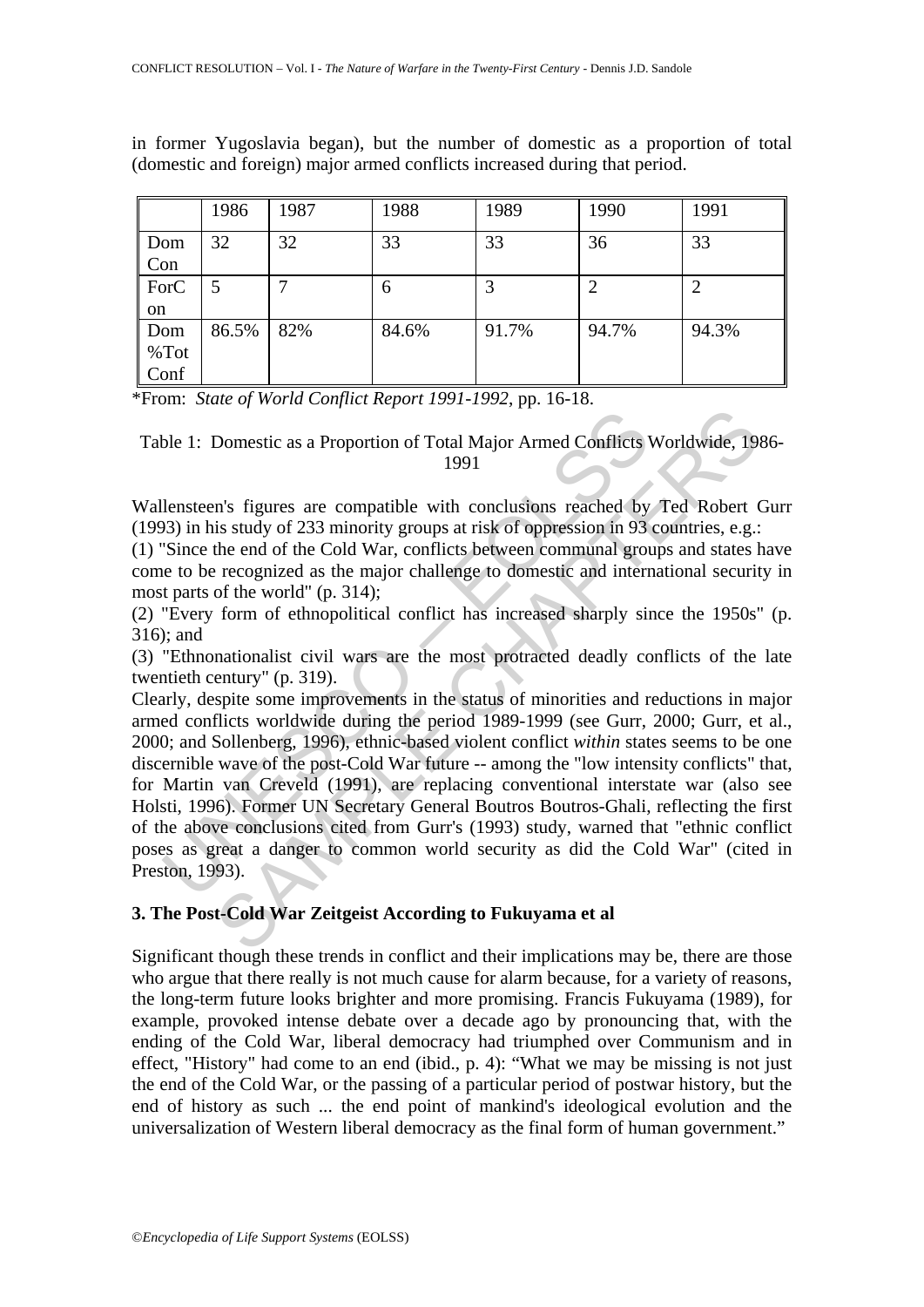in former Yugoslavia began), but the number of domestic as a proportion of total (domestic and foreign) major armed conflicts increased during that period.

| | 1986 | 1987 | 1988 | 1989 | 1990 | 1991 |
|---|---|---|---|---|---|---|
| Dom Con | 32 | 32 | 33 | 33 | 36 | 33 |
| ForC on | 5 | 7 | 6 | 3 | 2 | 2 |
| Dom %Tot Conf | 86.5% | 82% | 84.6% | 91.7% | 94.7% | 94.3% |

*From: *State of World Conflict Report 1991-1992*, pp. 16-18.

Table 1: Domestic as a Proportion of Total Major Armed Conflicts Worldwide, 1986-1991

Wallensteen's figures are compatible with conclusions reached by Ted Robert Gurr (1993) in his study of 233 minority groups at risk of oppression in 93 countries, e.g.:

(1) "Since the end of the Cold War, conflicts between communal groups and states have come to be recognized as the major challenge to domestic and international security in most parts of the world" (p. 314);

(2) "Every form of ethnopolitical conflict has increased sharply since the 1950s" (p. 316); and

(3) "Ethnonationalist civil wars are the most protracted deadly conflicts of the late twentieth century" (p. 319).

Clearly, despite some improvements in the status of minorities and reductions in major armed conflicts worldwide during the period 1989-1999 (see Gurr, 2000; Gurr, et al., 2000; and Sollenberg, 1996), ethnic-based violent conflict *within* states seems to be one discernible wave of the post-Cold War future -- among the "low intensity conflicts" that, for Martin van Creveld (1991), are replacing conventional interstate war (also see Holsti, 1996). Former UN Secretary General Boutros Boutros-Ghali, reflecting the first of the above conclusions cited from Gurr's (1993) study, warned that "ethnic conflict poses as great a danger to common world security as did the Cold War" (cited in Preston, 1993).

## 3. The Post-Cold War Zeitgeist According to Fukuyama et al

Significant though these trends in conflict and their implications may be, there are those who argue that there really is not much cause for alarm because, for a variety of reasons, the long-term future looks brighter and more promising. Francis Fukuyama (1989), for example, provoked intense debate over a decade ago by pronouncing that, with the ending of the Cold War, liberal democracy had triumphed over Communism and in effect, "History" had come to an end (ibid., p. 4): "What we may be missing is not just the end of the Cold War, or the passing of a particular period of postwar history, but the end of history as such ... the end point of mankind's ideological evolution and the universalization of Western liberal democracy as the final form of human government."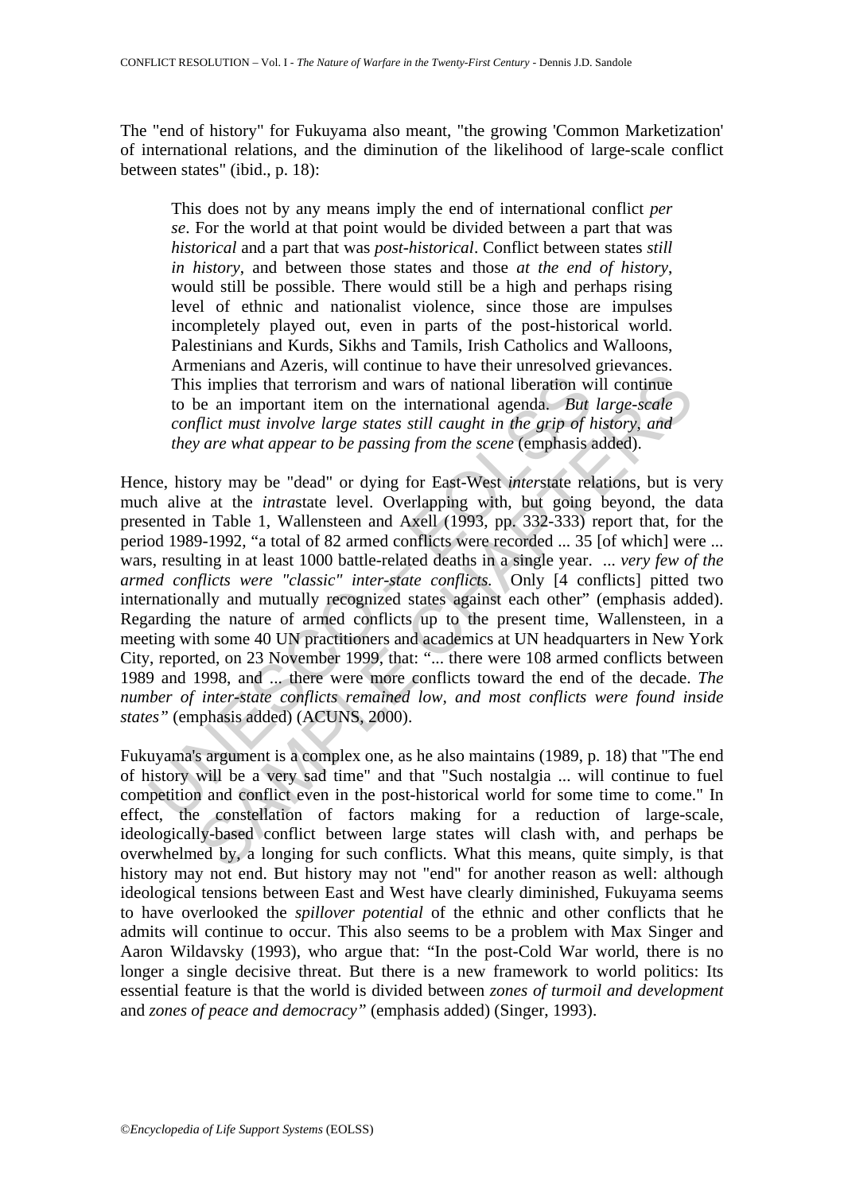The "end of history" for Fukuyama also meant, "the growing 'Common Marketization' of international relations, and the diminution of the likelihood of large-scale conflict between states" (ibid., p. 18):

> This does not by any means imply the end of international conflict *per se*. For the world at that point would be divided between a part that was *historical* and a part that was *post-historical*. Conflict between states *still in history*, and between those states and those *at the end of history*, would still be possible. There would still be a high and perhaps rising level of ethnic and nationalist violence, since those are impulses incompletely played out, even in parts of the post-historical world. Palestinians and Kurds, Sikhs and Tamils, Irish Catholics and Walloons, Armenians and Azeris, will continue to have their unresolved grievances. This implies that terrorism and wars of national liberation will continue to be an important item on the international agenda. *But large-scale conflict must involve large states still caught in the grip of history, and they are what appear to be passing from the scene* (emphasis added).

Hence, history may be "dead" or dying for East-West *inter*state relations, but is very much alive at the *intra*state level. Overlapping with, but going beyond, the data presented in Table 1, Wallensteen and Axell (1993, pp. 332-333) report that, for the period 1989-1992, "a total of 82 armed conflicts were recorded ... 35 [of which] were ... wars, resulting in at least 1000 battle-related deaths in a single year. ... *very few of the armed conflicts were "classic" inter-state conflicts.* Only [4 conflicts] pitted two internationally and mutually recognized states against each other" (emphasis added). Regarding the nature of armed conflicts up to the present time, Wallensteen, in a meeting with some 40 UN practitioners and academics at UN headquarters in New York City, reported, on 23 November 1999, that: "... there were 108 armed conflicts between 1989 and 1998, and ... there were more conflicts toward the end of the decade. *The number of inter-state conflicts remained low, and most conflicts were found inside states"* (emphasis added) (ACUNS, 2000).

Fukuyama's argument is a complex one, as he also maintains (1989, p. 18) that "The end of history will be a very sad time" and that "Such nostalgia ... will continue to fuel competition and conflict even in the post-historical world for some time to come." In effect, the constellation of factors making for a reduction of large-scale, ideologically-based conflict between large states will clash with, and perhaps be overwhelmed by, a longing for such conflicts. What this means, quite simply, is that history may not end. But history may not "end" for another reason as well: although ideological tensions between East and West have clearly diminished, Fukuyama seems to have overlooked the *spillover potential* of the ethnic and other conflicts that he admits will continue to occur. This also seems to be a problem with Max Singer and Aaron Wildavsky (1993), who argue that: "In the post-Cold War world, there is no longer a single decisive threat. But there is a new framework to world politics: Its essential feature is that the world is divided between *zones of turmoil and development* and *zones of peace and democracy"* (emphasis added) (Singer, 1993).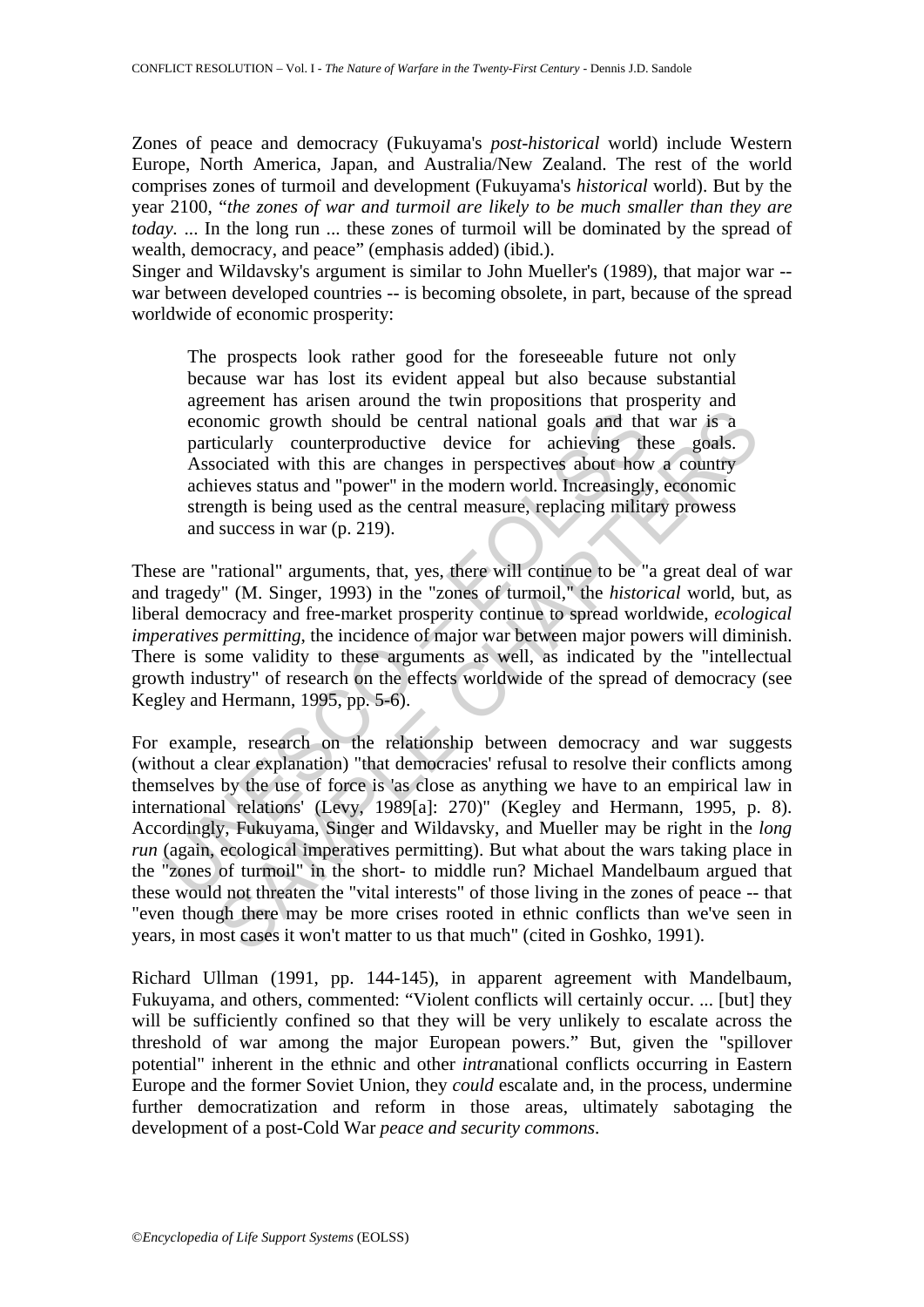Zones of peace and democracy (Fukuyama's *post-historical* world) include Western Europe, North America, Japan, and Australia/New Zealand. The rest of the world comprises zones of turmoil and development (Fukuyama's *historical* world). But by the year 2100, "*the zones of war and turmoil are likely to be much smaller than they are today*. ... In the long run ... these zones of turmoil will be dominated by the spread of wealth, democracy, and peace" (emphasis added) (ibid.).

Singer and Wildavsky's argument is similar to John Mueller's (1989), that major war -- war between developed countries -- is becoming obsolete, in part, because of the spread worldwide of economic prosperity:

> The prospects look rather good for the foreseeable future not only because war has lost its evident appeal but also because substantial agreement has arisen around the twin propositions that prosperity and economic growth should be central national goals and that war is a particularly counterproductive device for achieving these goals. Associated with this are changes in perspectives about how a country achieves status and "power" in the modern world. Increasingly, economic strength is being used as the central measure, replacing military prowess and success in war (p. 219).

These are "rational" arguments, that, yes, there will continue to be "a great deal of war and tragedy" (M. Singer, 1993) in the "zones of turmoil," the *historical* world, but, as liberal democracy and free-market prosperity continue to spread worldwide, *ecological imperatives permitting*, the incidence of major war between major powers will diminish. There is some validity to these arguments as well, as indicated by the "intellectual growth industry" of research on the effects worldwide of the spread of democracy (see Kegley and Hermann, 1995, pp. 5-6).

For example, research on the relationship between democracy and war suggests (without a clear explanation) "that democracies' refusal to resolve their conflicts among themselves by the use of force is 'as close as anything we have to an empirical law in international relations' (Levy, 1989[a]: 270)" (Kegley and Hermann, 1995, p. 8). Accordingly, Fukuyama, Singer and Wildavsky, and Mueller may be right in the *long run* (again, ecological imperatives permitting). But what about the wars taking place in the "zones of turmoil" in the short- to middle run? Michael Mandelbaum argued that these would not threaten the "vital interests" of those living in the zones of peace -- that "even though there may be more crises rooted in ethnic conflicts than we've seen in years, in most cases it won't matter to us that much" (cited in Goshko, 1991).

Richard Ullman (1991, pp. 144-145), in apparent agreement with Mandelbaum, Fukuyama, and others, commented: "Violent conflicts will certainly occur. ... [but] they will be sufficiently confined so that they will be very unlikely to escalate across the threshold of war among the major European powers." But, given the "spillover potential" inherent in the ethnic and other *intra*national conflicts occurring in Eastern Europe and the former Soviet Union, they *could* escalate and, in the process, undermine further democratization and reform in those areas, ultimately sabotaging the development of a post-Cold War *peace and security commons*.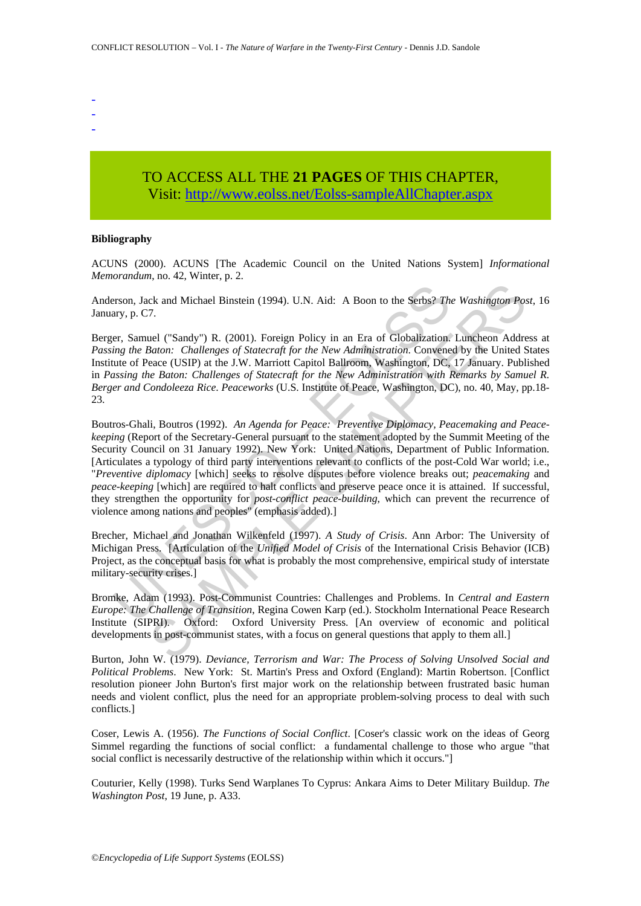-
-
-

TO ACCESS ALL THE **21 PAGES** OF THIS CHAPTER,
Visit: http://www.eolss.net/Eolss-sampleAllChapter.aspx

**Bibliography**

ACUNS (2000). ACUNS [The Academic Council on the United Nations System] *Informational Memorandum*, no. 42, Winter, p. 2.

Anderson, Jack and Michael Binstein (1994). U.N. Aid: A Boon to the Serbs? *The Washington Post*, 16 January, p. C7.

Berger, Samuel ("Sandy") R. (2001). Foreign Policy in an Era of Globalization. Luncheon Address at *Passing the Baton: Challenges of Statecraft for the New Administration*. Convened by the United States Institute of Peace (USIP) at the J.W. Marriott Capitol Ballroom, Washington, DC, 17 January. Published in *Passing the Baton: Challenges of Statecraft for the New Administration with Remarks by Samuel R. Berger and Condoleeza Rice*. *Peaceworks* (U.S. Institute of Peace, Washington, DC), no. 40, May, pp.18-23.

Boutros-Ghali, Boutros (1992). *An Agenda for Peace: Preventive Diplomacy, Peacemaking and Peace-keeping* (Report of the Secretary-General pursuant to the statement adopted by the Summit Meeting of the Security Council on 31 January 1992). New York: United Nations, Department of Public Information. [Articulates a typology of third party interventions relevant to conflicts of the post-Cold War world; i.e., "*Preventive diplomacy* [which] seeks to resolve disputes before violence breaks out; *peacemaking* and *peace-keeping* [which] are required to halt conflicts and preserve peace once it is attained. If successful, they strengthen the opportunity for *post-conflict peace-building*, which can prevent the recurrence of violence among nations and peoples" (emphasis added).]

Brecher, Michael and Jonathan Wilkenfeld (1997). *A Study of Crisis*. Ann Arbor: The University of Michigan Press. [Articulation of the *Unified Model of Crisis* of the International Crisis Behavior (ICB) Project, as the conceptual basis for what is probably the most comprehensive, empirical study of interstate military-security crises.]

Bromke, Adam (1993). Post-Communist Countries: Challenges and Problems. In *Central and Eastern Europe: The Challenge of Transition*, Regina Cowen Karp (ed.). Stockholm International Peace Research Institute (SIPRI). Oxford: Oxford University Press. [An overview of economic and political developments in post-communist states, with a focus on general questions that apply to them all.]

Burton, John W. (1979). *Deviance, Terrorism and War: The Process of Solving Unsolved Social and Political Problems*. New York: St. Martin's Press and Oxford (England): Martin Robertson. [Conflict resolution pioneer John Burton's first major work on the relationship between frustrated basic human needs and violent conflict, plus the need for an appropriate problem-solving process to deal with such conflicts.]

Coser, Lewis A. (1956). *The Functions of Social Conflict*. [Coser's classic work on the ideas of Georg Simmel regarding the functions of social conflict: a fundamental challenge to those who argue "that social conflict is necessarily destructive of the relationship within which it occurs."]

Couturier, Kelly (1998). Turks Send Warplanes To Cyprus: Ankara Aims to Deter Military Buildup. *The Washington Post*, 19 June, p. A33.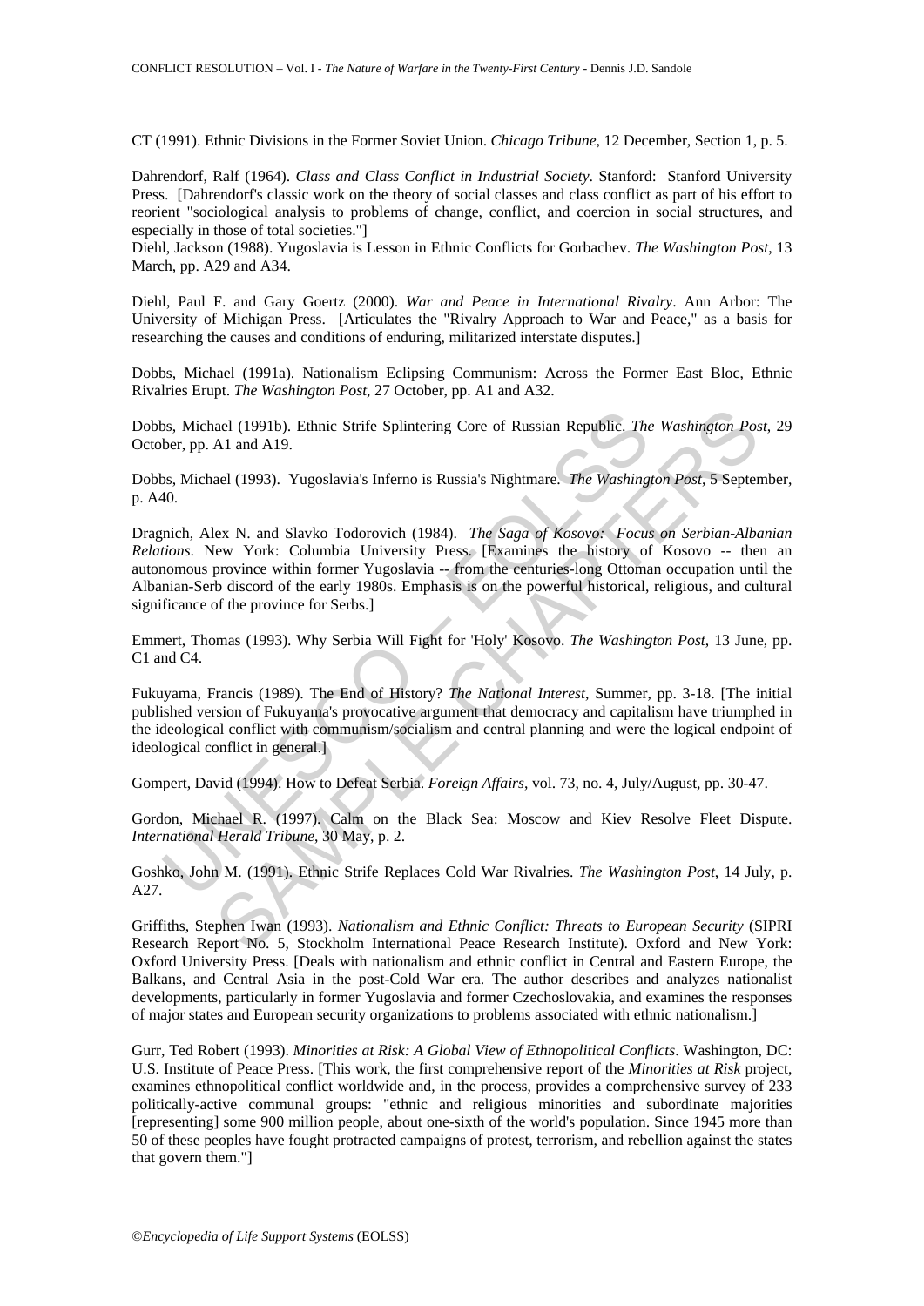CT (1991). Ethnic Divisions in the Former Soviet Union. *Chicago Tribune*, 12 December, Section 1, p. 5.

Dahrendorf, Ralf (1964). *Class and Class Conflict in Industrial Society*. Stanford: Stanford University Press. [Dahrendorf's classic work on the theory of social classes and class conflict as part of his effort to reorient "sociological analysis to problems of change, conflict, and coercion in social structures, and especially in those of total societies."]

Diehl, Jackson (1988). Yugoslavia is Lesson in Ethnic Conflicts for Gorbachev. *The Washington Post*, 13 March, pp. A29 and A34.

Diehl, Paul F. and Gary Goertz (2000). *War and Peace in International Rivalry*. Ann Arbor: The University of Michigan Press. [Articulates the "Rivalry Approach to War and Peace," as a basis for researching the causes and conditions of enduring, militarized interstate disputes.]

Dobbs, Michael (1991a). Nationalism Eclipsing Communism: Across the Former East Bloc, Ethnic Rivalries Erupt. *The Washington Post*, 27 October, pp. A1 and A32.

Dobbs, Michael (1991b). Ethnic Strife Splintering Core of Russian Republic. *The Washington Post*, 29 October, pp. A1 and A19.

Dobbs, Michael (1993). Yugoslavia's Inferno is Russia's Nightmare. *The Washington Post*, 5 September, p. A40.

Dragnich, Alex N. and Slavko Todorovich (1984). *The Saga of Kosovo: Focus on Serbian-Albanian Relations*. New York: Columbia University Press. [Examines the history of Kosovo -- then an autonomous province within former Yugoslavia -- from the centuries-long Ottoman occupation until the Albanian-Serb discord of the early 1980s. Emphasis is on the powerful historical, religious, and cultural significance of the province for Serbs.]

Emmert, Thomas (1993). Why Serbia Will Fight for 'Holy' Kosovo. *The Washington Post*, 13 June, pp. C1 and C4.

Fukuyama, Francis (1989). The End of History? *The National Interest*, Summer, pp. 3-18. [The initial published version of Fukuyama's provocative argument that democracy and capitalism have triumphed in the ideological conflict with communism/socialism and central planning and were the logical endpoint of ideological conflict in general.]

Gompert, David (1994). How to Defeat Serbia. *Foreign Affairs*, vol. 73, no. 4, July/August, pp. 30-47.

Gordon, Michael R. (1997). Calm on the Black Sea: Moscow and Kiev Resolve Fleet Dispute. *International Herald Tribune*, 30 May, p. 2.

Goshko, John M. (1991). Ethnic Strife Replaces Cold War Rivalries. *The Washington Post*, 14 July, p. A27.

Griffiths, Stephen Iwan (1993). *Nationalism and Ethnic Conflict: Threats to European Security* (SIPRI Research Report No. 5, Stockholm International Peace Research Institute). Oxford and New York: Oxford University Press. [Deals with nationalism and ethnic conflict in Central and Eastern Europe, the Balkans, and Central Asia in the post-Cold War era. The author describes and analyzes nationalist developments, particularly in former Yugoslavia and former Czechoslovakia, and examines the responses of major states and European security organizations to problems associated with ethnic nationalism.]

Gurr, Ted Robert (1993). *Minorities at Risk: A Global View of Ethnopolitical Conflicts*. Washington, DC: U.S. Institute of Peace Press. [This work, the first comprehensive report of the *Minorities at Risk* project, examines ethnopolitical conflict worldwide and, in the process, provides a comprehensive survey of 233 politically-active communal groups: "ethnic and religious minorities and subordinate majorities [representing] some 900 million people, about one-sixth of the world's population. Since 1945 more than 50 of these peoples have fought protracted campaigns of protest, terrorism, and rebellion against the states that govern them."]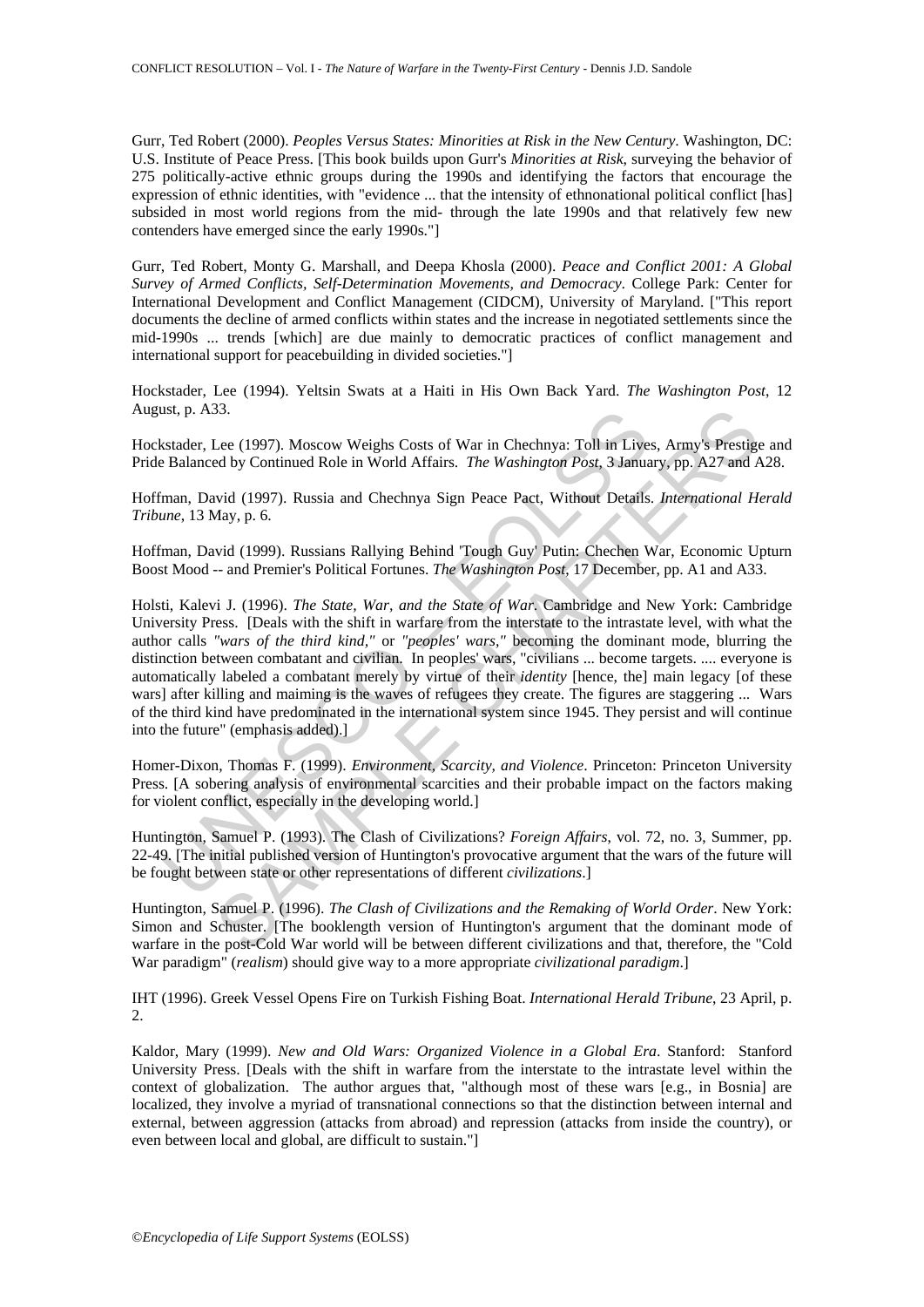Gurr, Ted Robert (2000). *Peoples Versus States: Minorities at Risk in the New Century*. Washington, DC: U.S. Institute of Peace Press. [This book builds upon Gurr's *Minorities at Risk*, surveying the behavior of 275 politically-active ethnic groups during the 1990s and identifying the factors that encourage the expression of ethnic identities, with "evidence ... that the intensity of ethnonational political conflict [has] subsided in most world regions from the mid- through the late 1990s and that relatively few new contenders have emerged since the early 1990s."]

Gurr, Ted Robert, Monty G. Marshall, and Deepa Khosla (2000). *Peace and Conflict 2001: A Global Survey of Armed Conflicts, Self-Determination Movements, and Democracy*. College Park: Center for International Development and Conflict Management (CIDCM), University of Maryland. ["This report documents the decline of armed conflicts within states and the increase in negotiated settlements since the mid-1990s ... trends [which] are due mainly to democratic practices of conflict management and international support for peacebuilding in divided societies."]

Hockstader, Lee (1994). Yeltsin Swats at a Haiti in His Own Back Yard. *The Washington Post*, 12 August, p. A33.

Hockstader, Lee (1997). Moscow Weighs Costs of War in Chechnya: Toll in Lives, Army's Prestige and Pride Balanced by Continued Role in World Affairs. *The Washington Post*, 3 January, pp. A27 and A28.

Hoffman, David (1997). Russia and Chechnya Sign Peace Pact, Without Details. *International Herald Tribune*, 13 May, p. 6.

Hoffman, David (1999). Russians Rallying Behind 'Tough Guy' Putin: Chechen War, Economic Upturn Boost Mood -- and Premier's Political Fortunes. *The Washington Post*, 17 December, pp. A1 and A33.

Holsti, Kalevi J. (1996). *The State, War, and the State of War*. Cambridge and New York: Cambridge University Press. [Deals with the shift in warfare from the interstate to the intrastate level, with what the author calls *"wars of the third kind,"* or *"peoples' wars,"* becoming the dominant mode, blurring the distinction between combatant and civilian. In peoples' wars, "civilians ... become targets. .... everyone is automatically labeled a combatant merely by virtue of their *identity* [hence, the] main legacy [of these wars] after killing and maiming is the waves of refugees they create. The figures are staggering ... Wars of the third kind have predominated in the international system since 1945. They persist and will continue into the future" (emphasis added).]

Homer-Dixon, Thomas F. (1999). *Environment, Scarcity, and Violence*. Princeton: Princeton University Press. [A sobering analysis of environmental scarcities and their probable impact on the factors making for violent conflict, especially in the developing world.]

Huntington, Samuel P. (1993). The Clash of Civilizations? *Foreign Affairs*, vol. 72, no. 3, Summer, pp. 22-49. [The initial published version of Huntington's provocative argument that the wars of the future will be fought between state or other representations of different *civilizations*.]

Huntington, Samuel P. (1996). *The Clash of Civilizations and the Remaking of World Order*. New York: Simon and Schuster. [The booklength version of Huntington's argument that the dominant mode of warfare in the post-Cold War world will be between different civilizations and that, therefore, the "Cold War paradigm" (*realism*) should give way to a more appropriate *civilizational paradigm*.]

IHT (1996). Greek Vessel Opens Fire on Turkish Fishing Boat. *International Herald Tribune*, 23 April, p. 2.

Kaldor, Mary (1999). *New and Old Wars: Organized Violence in a Global Era*. Stanford: Stanford University Press. [Deals with the shift in warfare from the interstate to the intrastate level within the context of globalization. The author argues that, "although most of these wars [e.g., in Bosnia] are localized, they involve a myriad of transnational connections so that the distinction between internal and external, between aggression (attacks from abroad) and repression (attacks from inside the country), or even between local and global, are difficult to sustain."]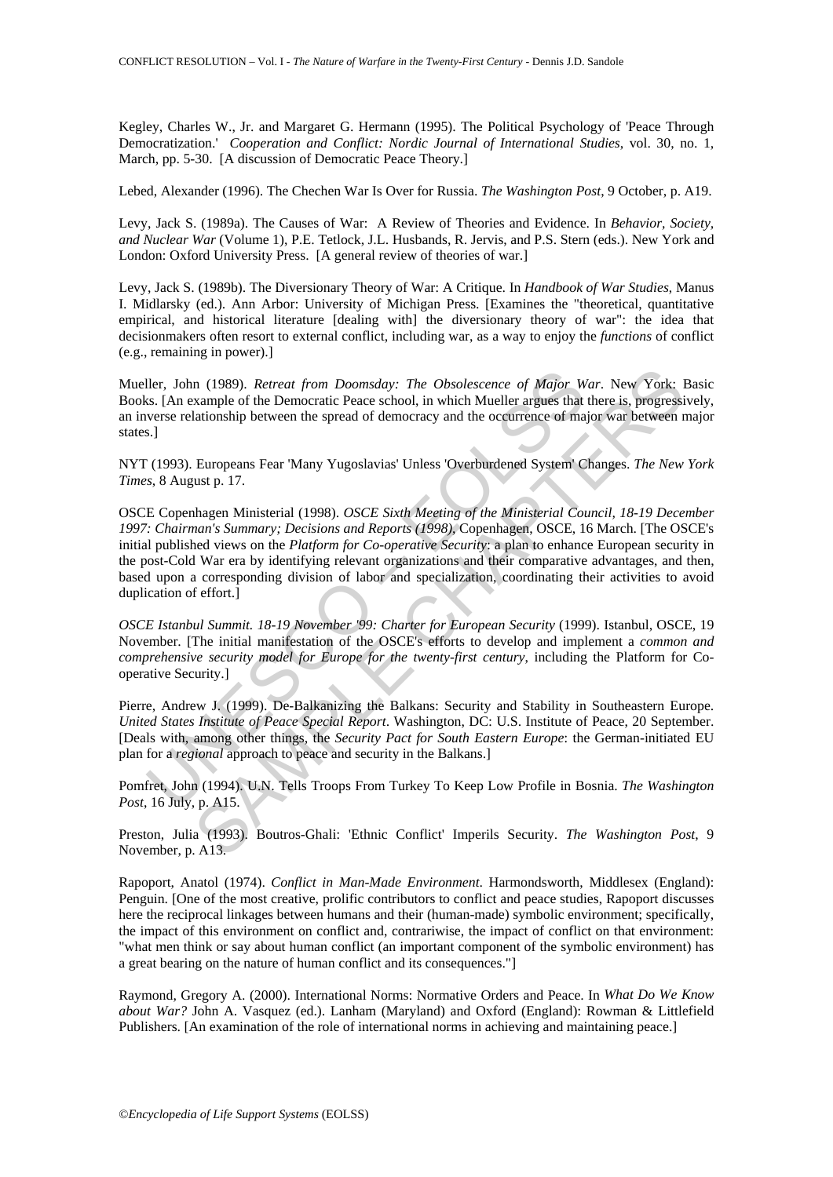Kegley, Charles W., Jr. and Margaret G. Hermann (1995). The Political Psychology of 'Peace Through Democratization.' *Cooperation and Conflict: Nordic Journal of International Studies*, vol. 30, no. 1, March, pp. 5-30. [A discussion of Democratic Peace Theory.]

Lebed, Alexander (1996). The Chechen War Is Over for Russia. *The Washington Post*, 9 October, p. A19.

Levy, Jack S. (1989a). The Causes of War: A Review of Theories and Evidence. In *Behavior, Society, and Nuclear War* (Volume 1), P.E. Tetlock, J.L. Husbands, R. Jervis, and P.S. Stern (eds.). New York and London: Oxford University Press. [A general review of theories of war.]

Levy, Jack S. (1989b). The Diversionary Theory of War: A Critique. In *Handbook of War Studies*, Manus I. Midlarsky (ed.). Ann Arbor: University of Michigan Press. [Examines the "theoretical, quantitative empirical, and historical literature [dealing with] the diversionary theory of war": the idea that decisionmakers often resort to external conflict, including war, as a way to enjoy the *functions* of conflict (e.g., remaining in power).]

Mueller, John (1989). *Retreat from Doomsday: The Obsolescence of Major War*. New York: Basic Books. [An example of the Democratic Peace school, in which Mueller argues that there is, progressively, an inverse relationship between the spread of democracy and the occurrence of major war between major states.]

NYT (1993). Europeans Fear 'Many Yugoslavias' Unless 'Overburdened System' Changes. *The New York Times*, 8 August p. 17.

OSCE Copenhagen Ministerial (1998). *OSCE Sixth Meeting of the Ministerial Council, 18-19 December 1997: Chairman's Summary; Decisions and Reports (1998)*, Copenhagen, OSCE, 16 March. [The OSCE's initial published views on the *Platform for Co-operative Security*: a plan to enhance European security in the post-Cold War era by identifying relevant organizations and their comparative advantages, and then, based upon a corresponding division of labor and specialization, coordinating their activities to avoid duplication of effort.]

*OSCE Istanbul Summit. 18-19 November '99: Charter for European Security* (1999). Istanbul, OSCE, 19 November. [The initial manifestation of the OSCE's efforts to develop and implement a *common and comprehensive security model for Europe for the twenty-first century*, including the Platform for Co-operative Security.]

Pierre, Andrew J. (1999). De-Balkanizing the Balkans: Security and Stability in Southeastern Europe. *United States Institute of Peace Special Report*. Washington, DC: U.S. Institute of Peace, 20 September. [Deals with, among other things, the *Security Pact for South Eastern Europe*: the German-initiated EU plan for a *regional* approach to peace and security in the Balkans.]

Pomfret, John (1994). U.N. Tells Troops From Turkey To Keep Low Profile in Bosnia. *The Washington Post*, 16 July, p. A15.

Preston, Julia (1993). Boutros-Ghali: 'Ethnic Conflict' Imperils Security. *The Washington Post*, 9 November, p. A13.

Rapoport, Anatol (1974). *Conflict in Man-Made Environment*. Harmondsworth, Middlesex (England): Penguin. [One of the most creative, prolific contributors to conflict and peace studies, Rapoport discusses here the reciprocal linkages between humans and their (human-made) symbolic environment; specifically, the impact of this environment on conflict and, contrariwise, the impact of conflict on that environment: "what men think or say about human conflict (an important component of the symbolic environment) has a great bearing on the nature of human conflict and its consequences."]

Raymond, Gregory A. (2000). International Norms: Normative Orders and Peace. In *What Do We Know about War?* John A. Vasquez (ed.). Lanham (Maryland) and Oxford (England): Rowman & Littlefield Publishers. [An examination of the role of international norms in achieving and maintaining peace.]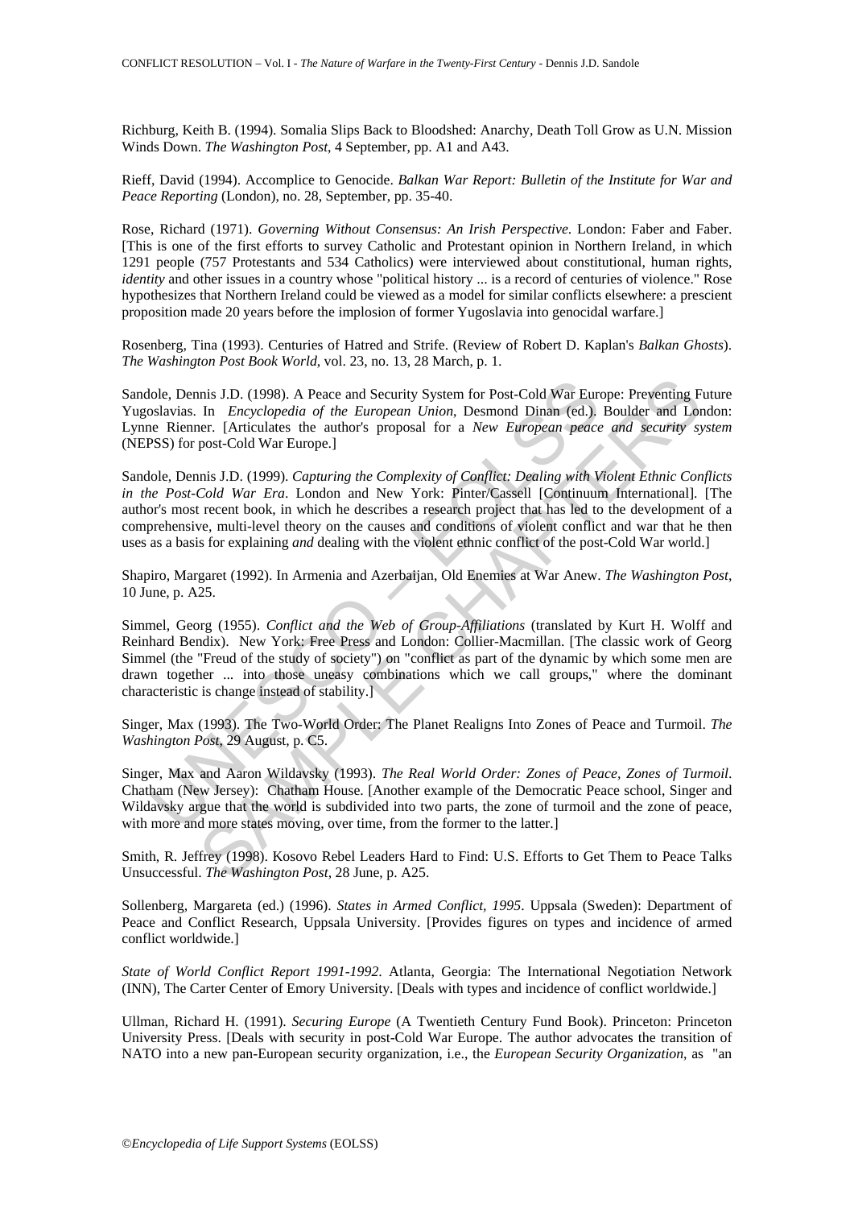Richburg, Keith B. (1994). Somalia Slips Back to Bloodshed: Anarchy, Death Toll Grow as U.N. Mission Winds Down. *The Washington Post*, 4 September, pp. A1 and A43.

Rieff, David (1994). Accomplice to Genocide. *Balkan War Report: Bulletin of the Institute for War and Peace Reporting* (London), no. 28, September, pp. 35-40.

Rose, Richard (1971). *Governing Without Consensus: An Irish Perspective*. London: Faber and Faber. [This is one of the first efforts to survey Catholic and Protestant opinion in Northern Ireland, in which 1291 people (757 Protestants and 534 Catholics) were interviewed about constitutional, human rights, *identity* and other issues in a country whose "political history ... is a record of centuries of violence." Rose hypothesizes that Northern Ireland could be viewed as a model for similar conflicts elsewhere: a prescient proposition made 20 years before the implosion of former Yugoslavia into genocidal warfare.]

Rosenberg, Tina (1993). Centuries of Hatred and Strife. (Review of Robert D. Kaplan's *Balkan Ghosts*). *The Washington Post Book World*, vol. 23, no. 13, 28 March, p. 1.

Sandole, Dennis J.D. (1998). A Peace and Security System for Post-Cold War Europe: Preventing Future Yugoslavias. In *Encyclopedia of the European Union*, Desmond Dinan (ed.). Boulder and London: Lynne Rienner. [Articulates the author's proposal for a *New European peace and security system* (NEPSS) for post-Cold War Europe.]

Sandole, Dennis J.D. (1999). *Capturing the Complexity of Conflict: Dealing with Violent Ethnic Conflicts in the Post-Cold War Era*. London and New York: Pinter/Cassell [Continuum International]. [The author's most recent book, in which he describes a research project that has led to the development of a comprehensive, multi-level theory on the causes and conditions of violent conflict and war that he then uses as a basis for explaining *and* dealing with the violent ethnic conflict of the post-Cold War world.]

Shapiro, Margaret (1992). In Armenia and Azerbaijan, Old Enemies at War Anew. *The Washington Post*, 10 June, p. A25.

Simmel, Georg (1955). *Conflict and the Web of Group-Affiliations* (translated by Kurt H. Wolff and Reinhard Bendix). New York: Free Press and London: Collier-Macmillan. [The classic work of Georg Simmel (the "Freud of the study of society") on "conflict as part of the dynamic by which some men are drawn together ... into those uneasy combinations which we call groups," where the dominant characteristic is change instead of stability.]

Singer, Max (1993). The Two-World Order: The Planet Realigns Into Zones of Peace and Turmoil. *The Washington Post*, 29 August, p. C5.

Singer, Max and Aaron Wildavsky (1993). *The Real World Order: Zones of Peace, Zones of Turmoil*. Chatham (New Jersey): Chatham House. [Another example of the Democratic Peace school, Singer and Wildavsky argue that the world is subdivided into two parts, the zone of turmoil and the zone of peace, with more and more states moving, over time, from the former to the latter.]

Smith, R. Jeffrey (1998). Kosovo Rebel Leaders Hard to Find: U.S. Efforts to Get Them to Peace Talks Unsuccessful. *The Washington Post*, 28 June, p. A25.

Sollenberg, Margareta (ed.) (1996). *States in Armed Conflict, 1995*. Uppsala (Sweden): Department of Peace and Conflict Research, Uppsala University. [Provides figures on types and incidence of armed conflict worldwide.]

*State of World Conflict Report 1991-1992*. Atlanta, Georgia: The International Negotiation Network (INN), The Carter Center of Emory University. [Deals with types and incidence of conflict worldwide.]

Ullman, Richard H. (1991). *Securing Europe* (A Twentieth Century Fund Book). Princeton: Princeton University Press. [Deals with security in post-Cold War Europe. The author advocates the transition of NATO into a new pan-European security organization, i.e., the *European Security Organization*, as "an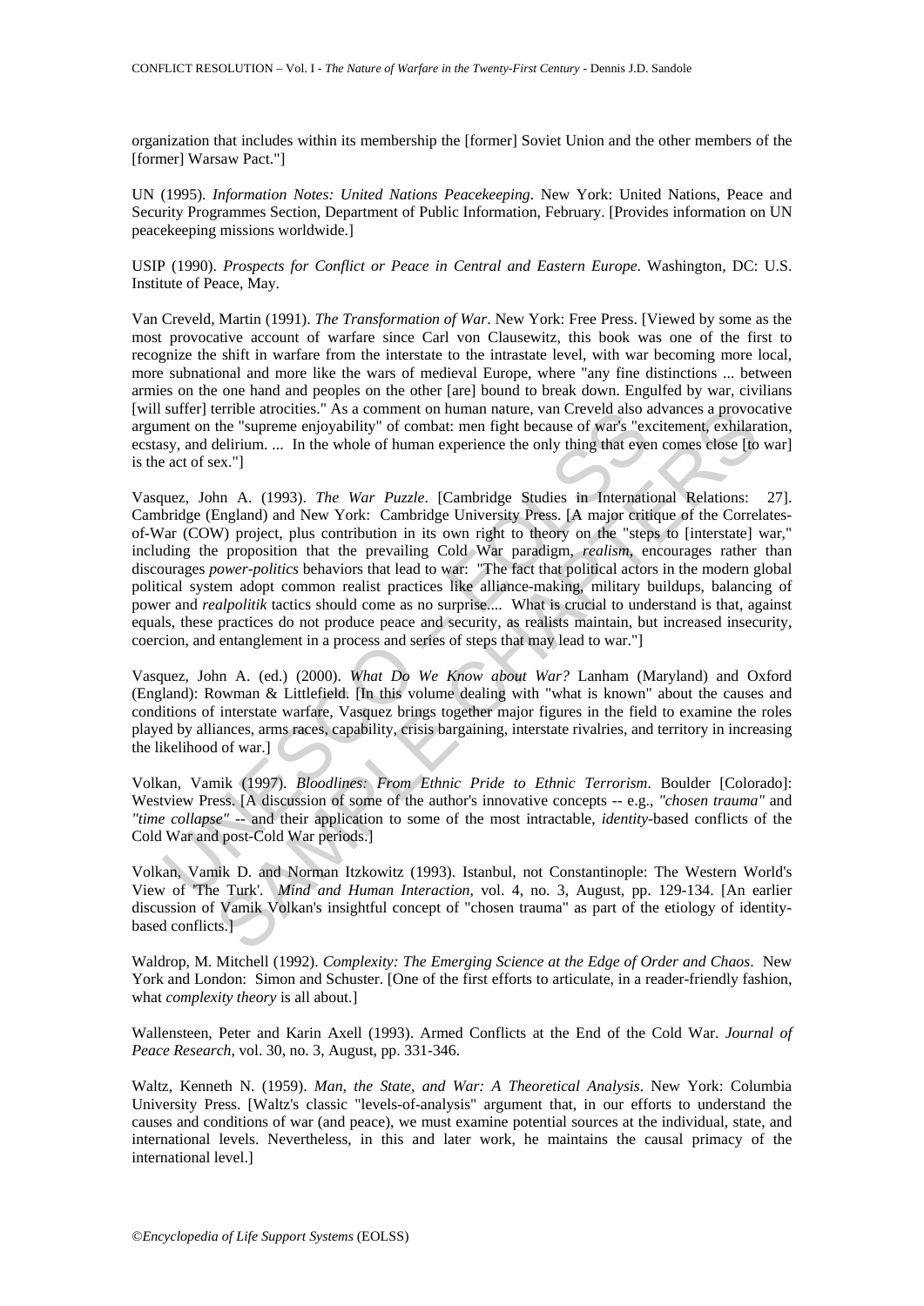organization that includes within its membership the [former] Soviet Union and the other members of the [former] Warsaw Pact."]

UN (1995). *Information Notes: United Nations Peacekeeping*. New York: United Nations, Peace and Security Programmes Section, Department of Public Information, February. [Provides information on UN peacekeeping missions worldwide.]

USIP (1990). *Prospects for Conflict or Peace in Central and Eastern Europe*. Washington, DC: U.S. Institute of Peace, May.

Van Creveld, Martin (1991). *The Transformation of War*. New York: Free Press. [Viewed by some as the most provocative account of warfare since Carl von Clausewitz, this book was one of the first to recognize the shift in warfare from the interstate to the intrastate level, with war becoming more local, more subnational and more like the wars of medieval Europe, where "any fine distinctions ... between armies on the one hand and peoples on the other [are] bound to break down. Engulfed by war, civilians [will suffer] terrible atrocities." As a comment on human nature, van Creveld also advances a provocative argument on the "supreme enjoyability" of combat: men fight because of war's "excitement, exhilaration, ecstasy, and delirium. ... In the whole of human experience the only thing that even comes close [to war] is the act of sex."]

Vasquez, John A. (1993). *The War Puzzle*. [Cambridge Studies in International Relations: 27]. Cambridge (England) and New York: Cambridge University Press. [A major critique of the Correlates-of-War (COW) project, plus contribution in its own right to theory on the "steps to [interstate] war," including the proposition that the prevailing Cold War paradigm, *realism*, encourages rather than discourages *power-politics* behaviors that lead to war: "The fact that political actors in the modern global political system adopt common realist practices like alliance-making, military buildups, balancing of power and *realpolitik* tactics should come as no surprise.... What is crucial to understand is that, against equals, these practices do not produce peace and security, as realists maintain, but increased insecurity, coercion, and entanglement in a process and series of steps that may lead to war."]

Vasquez, John A. (ed.) (2000). *What Do We Know about War?* Lanham (Maryland) and Oxford (England): Rowman & Littlefield. [In this volume dealing with "what is known" about the causes and conditions of interstate warfare, Vasquez brings together major figures in the field to examine the roles played by alliances, arms races, capability, crisis bargaining, interstate rivalries, and territory in increasing the likelihood of war.]

Volkan, Vamik (1997). *Bloodlines: From Ethnic Pride to Ethnic Terrorism*. Boulder [Colorado]: Westview Press. [A discussion of some of the author's innovative concepts -- e.g., *"chosen trauma"* and *"time collapse"* -- and their application to some of the most intractable, *identity*-based conflicts of the Cold War and post-Cold War periods.]

Volkan, Vamik D. and Norman Itzkowitz (1993). Istanbul, not Constantinople: The Western World's View of 'The Turk'. *Mind and Human Interaction*, vol. 4, no. 3, August, pp. 129-134. [An earlier discussion of Vamik Volkan's insightful concept of "chosen trauma" as part of the etiology of identity-based conflicts.]

Waldrop, M. Mitchell (1992). *Complexity: The Emerging Science at the Edge of Order and Chaos*. New York and London: Simon and Schuster. [One of the first efforts to articulate, in a reader-friendly fashion, what *complexity theory* is all about.]

Wallensteen, Peter and Karin Axell (1993). Armed Conflicts at the End of the Cold War. *Journal of Peace Research*, vol. 30, no. 3, August, pp. 331-346.

Waltz, Kenneth N. (1959). *Man, the State, and War: A Theoretical Analysis*. New York: Columbia University Press. [Waltz's classic "levels-of-analysis" argument that, in our efforts to understand the causes and conditions of war (and peace), we must examine potential sources at the individual, state, and international levels. Nevertheless, in this and later work, he maintains the causal primacy of the international level.]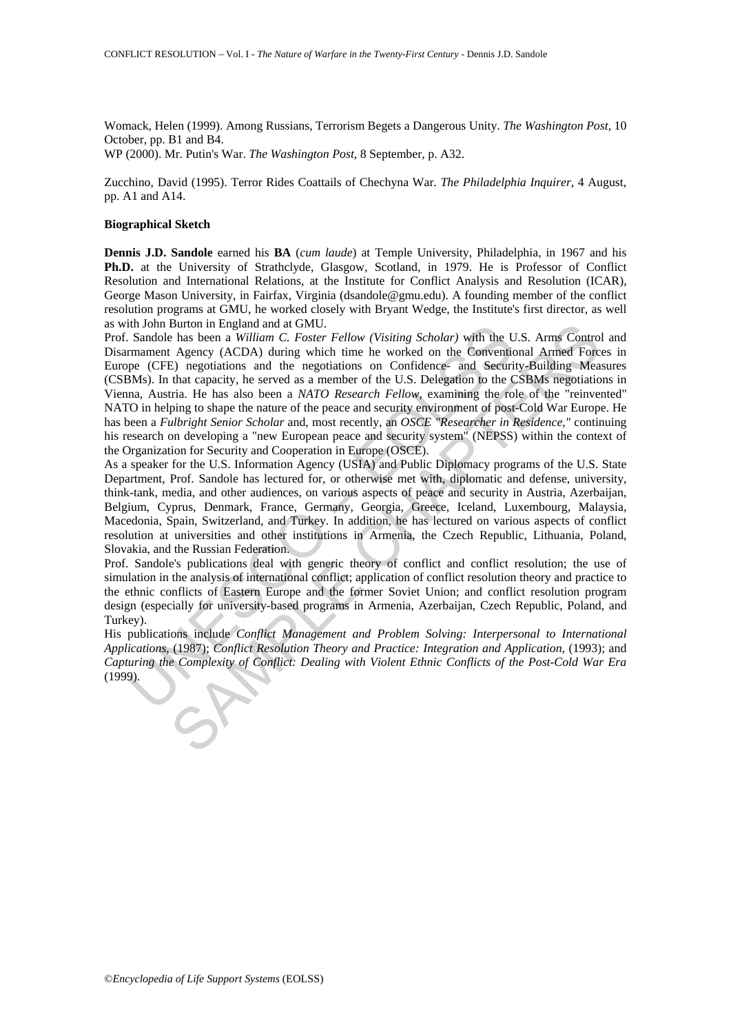Womack, Helen (1999). Among Russians, Terrorism Begets a Dangerous Unity. *The Washington Post*, 10 October, pp. B1 and B4.

WP (2000). Mr. Putin's War. *The Washington Post*, 8 September, p. A32.

Zucchino, David (1995). Terror Rides Coattails of Chechyna War. *The Philadelphia Inquirer*, 4 August, pp. A1 and A14.

**Biographical Sketch**

**Dennis J.D. Sandole** earned his **BA** (*cum laude*) at Temple University, Philadelphia, in 1967 and his **Ph.D.** at the University of Strathclyde, Glasgow, Scotland, in 1979. He is Professor of Conflict Resolution and International Relations, at the Institute for Conflict Analysis and Resolution (ICAR), George Mason University, in Fairfax, Virginia (dsandole@gmu.edu). A founding member of the conflict resolution programs at GMU, he worked closely with Bryant Wedge, the Institute's first director, as well as with John Burton in England and at GMU.

Prof. Sandole has been a *William C. Foster Fellow (Visiting Scholar)* with the U.S. Arms Control and Disarmament Agency (ACDA) during which time he worked on the Conventional Armed Forces in Europe (CFE) negotiations and the negotiations on Confidence- and Security-Building Measures (CSBMs). In that capacity, he served as a member of the U.S. Delegation to the CSBMs negotiations in Vienna, Austria. He has also been a *NATO Research Fellow*, examining the role of the "reinvented" NATO in helping to shape the nature of the peace and security environment of post-Cold War Europe. He has been a *Fulbright Senior Scholar* and, most recently, an *OSCE "Researcher in Residence,"* continuing his research on developing a "new European peace and security system" (NEPSS) within the context of the Organization for Security and Cooperation in Europe (OSCE).

As a speaker for the U.S. Information Agency (USIA) and Public Diplomacy programs of the U.S. State Department, Prof. Sandole has lectured for, or otherwise met with, diplomatic and defense, university, think-tank, media, and other audiences, on various aspects of peace and security in Austria, Azerbaijan, Belgium, Cyprus, Denmark, France, Germany, Georgia, Greece, Iceland, Luxembourg, Malaysia, Macedonia, Spain, Switzerland, and Turkey. In addition, he has lectured on various aspects of conflict resolution at universities and other institutions in Armenia, the Czech Republic, Lithuania, Poland, Slovakia, and the Russian Federation.

Prof. Sandole's publications deal with generic theory of conflict and conflict resolution; the use of simulation in the analysis of international conflict; application of conflict resolution theory and practice to the ethnic conflicts of Eastern Europe and the former Soviet Union; and conflict resolution program design (especially for university-based programs in Armenia, Azerbaijan, Czech Republic, Poland, and Turkey).

His publications include *Conflict Management and Problem Solving: Interpersonal to International Applications*, (1987); *Conflict Resolution Theory and Practice: Integration and Application*, (1993); and *Capturing the Complexity of Conflict: Dealing with Violent Ethnic Conflicts of the Post-Cold War Era* (1999).